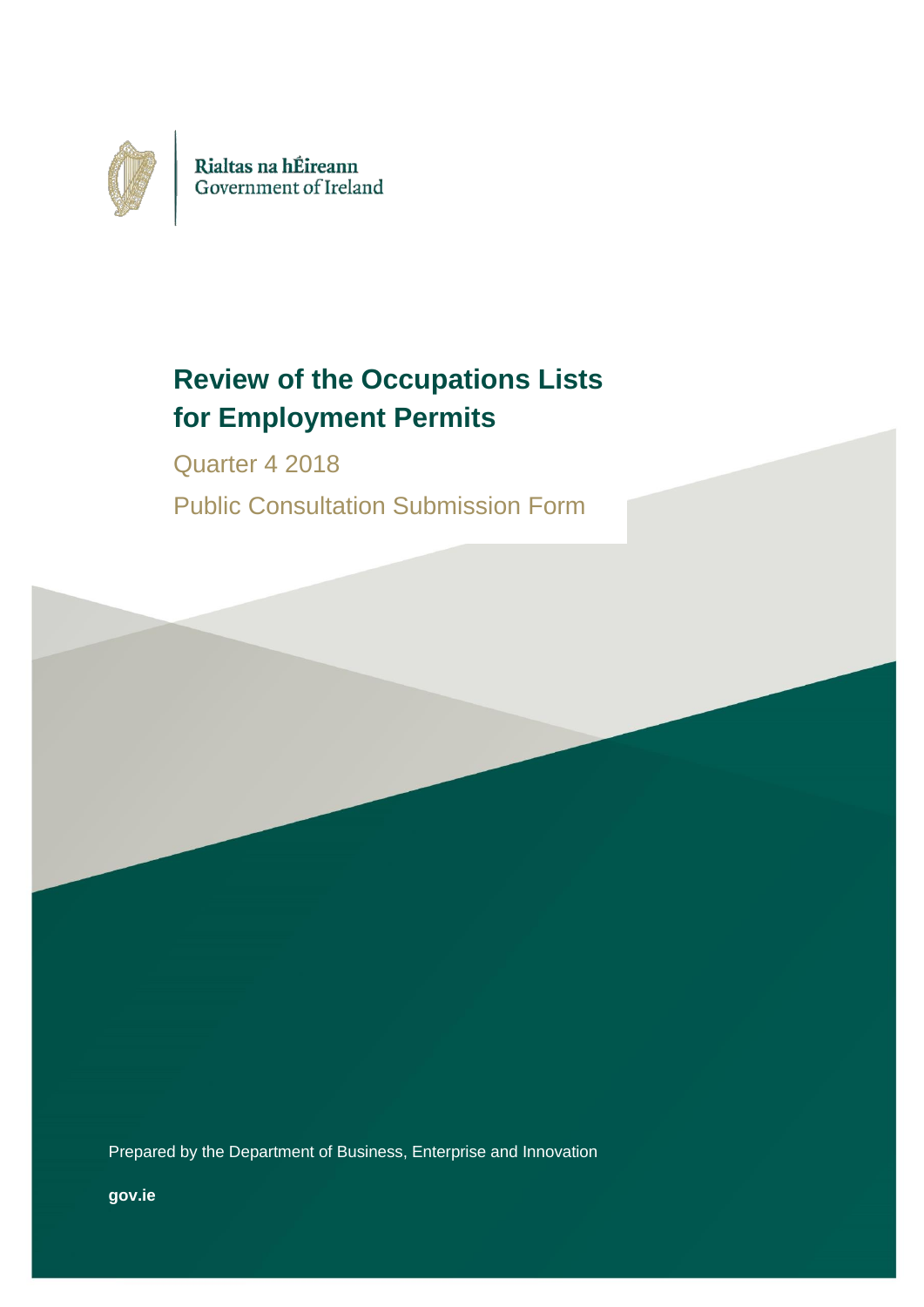Rialtas na hÉireann
Government of Ireland

# Review of the Occupations Lists for Employment Permits

Quarter 4 2018

Public Consultation Submission Form

Prepared by the Department of Business, Enterprise and Innovation

**gov.ie**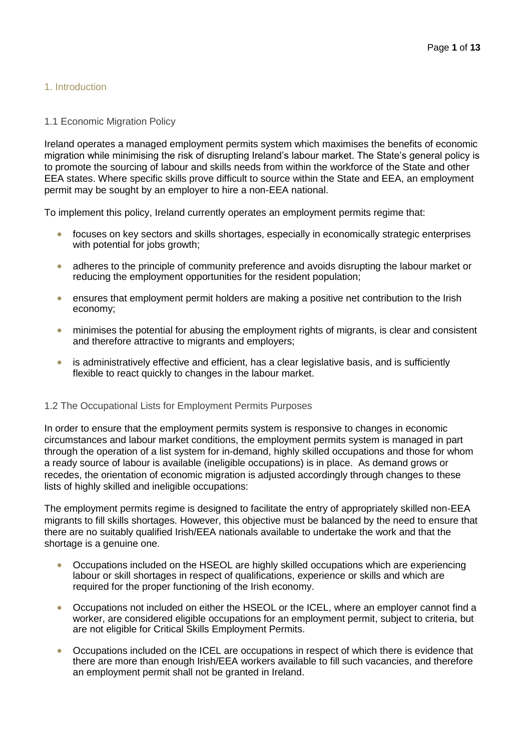## 1. Introduction

### 1.1 Economic Migration Policy

Ireland operates a managed employment permits system which maximises the benefits of economic migration while minimising the risk of disrupting Ireland's labour market. The State's general policy is to promote the sourcing of labour and skills needs from within the workforce of the State and other EEA states. Where specific skills prove difficult to source within the State and EEA, an employment permit may be sought by an employer to hire a non-EEA national.

To implement this policy, Ireland currently operates an employment permits regime that:

- focuses on key sectors and skills shortages, especially in economically strategic enterprises with potential for jobs growth;
- adheres to the principle of community preference and avoids disrupting the labour market or reducing the employment opportunities for the resident population;
- ensures that employment permit holders are making a positive net contribution to the Irish economy;
- minimises the potential for abusing the employment rights of migrants, is clear and consistent and therefore attractive to migrants and employers;
- is administratively effective and efficient, has a clear legislative basis, and is sufficiently flexible to react quickly to changes in the labour market.

### 1.2 The Occupational Lists for Employment Permits Purposes

In order to ensure that the employment permits system is responsive to changes in economic circumstances and labour market conditions, the employment permits system is managed in part through the operation of a list system for in-demand, highly skilled occupations and those for whom a ready source of labour is available (ineligible occupations) is in place. As demand grows or recedes, the orientation of economic migration is adjusted accordingly through changes to these lists of highly skilled and ineligible occupations:

The employment permits regime is designed to facilitate the entry of appropriately skilled non-EEA migrants to fill skills shortages. However, this objective must be balanced by the need to ensure that there are no suitably qualified Irish/EEA nationals available to undertake the work and that the shortage is a genuine one.

- Occupations included on the HSEOL are highly skilled occupations which are experiencing labour or skill shortages in respect of qualifications, experience or skills and which are required for the proper functioning of the Irish economy.
- Occupations not included on either the HSEOL or the ICEL, where an employer cannot find a worker, are considered eligible occupations for an employment permit, subject to criteria, but are not eligible for Critical Skills Employment Permits.
- Occupations included on the ICEL are occupations in respect of which there is evidence that there are more than enough Irish/EEA workers available to fill such vacancies, and therefore an employment permit shall not be granted in Ireland.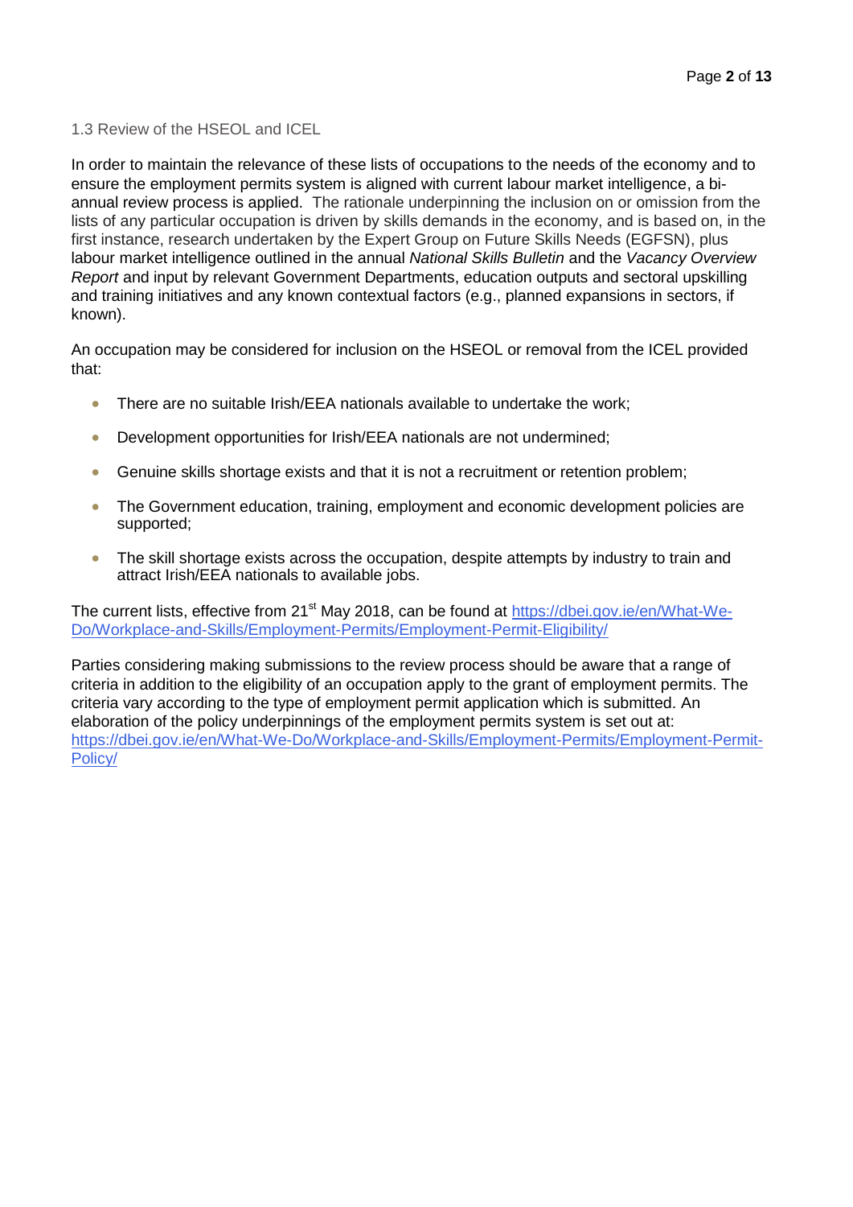### 1.3 Review of the HSEOL and ICEL

In order to maintain the relevance of these lists of occupations to the needs of the economy and to ensure the employment permits system is aligned with current labour market intelligence, a bi-annual review process is applied. The rationale underpinning the inclusion on or omission from the lists of any particular occupation is driven by skills demands in the economy, and is based on, in the first instance, research undertaken by the Expert Group on Future Skills Needs (EGFSN), plus labour market intelligence outlined in the annual *National Skills Bulletin* and the *Vacancy Overview Report* and input by relevant Government Departments, education outputs and sectoral upskilling and training initiatives and any known contextual factors (e.g., planned expansions in sectors, if known).

An occupation may be considered for inclusion on the HSEOL or removal from the ICEL provided that:

- There are no suitable Irish/EEA nationals available to undertake the work;
- Development opportunities for Irish/EEA nationals are not undermined;
- Genuine skills shortage exists and that it is not a recruitment or retention problem;
- The Government education, training, employment and economic development policies are supported;
- The skill shortage exists across the occupation, despite attempts by industry to train and attract Irish/EEA nationals to available jobs.

The current lists, effective from 21st May 2018, can be found at https://dbei.gov.ie/en/What-We-Do/Workplace-and-Skills/Employment-Permits/Employment-Permit-Eligibility/

Parties considering making submissions to the review process should be aware that a range of criteria in addition to the eligibility of an occupation apply to the grant of employment permits. The criteria vary according to the type of employment permit application which is submitted. An elaboration of the policy underpinnings of the employment permits system is set out at: https://dbei.gov.ie/en/What-We-Do/Workplace-and-Skills/Employment-Permits/Employment-Permit-Policy/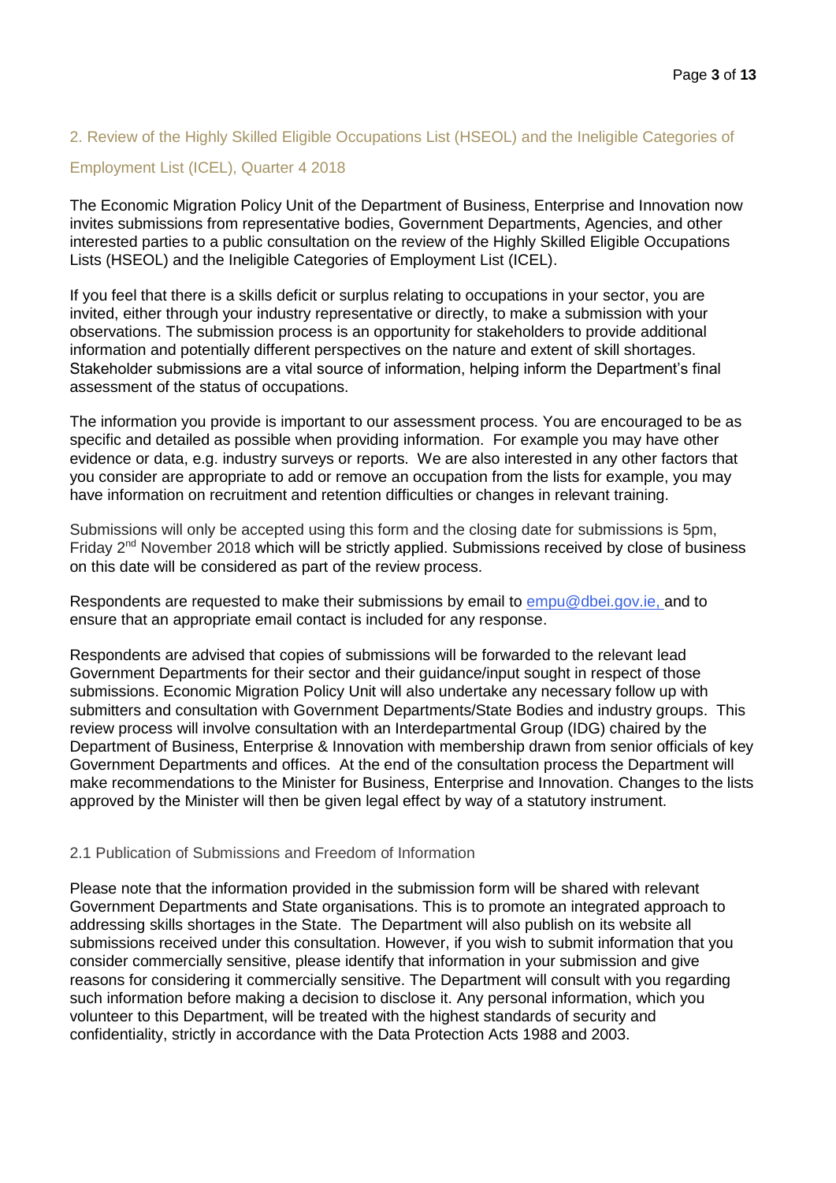## 2. Review of the Highly Skilled Eligible Occupations List (HSEOL) and the Ineligible Categories of Employment List (ICEL), Quarter 4 2018

The Economic Migration Policy Unit of the Department of Business, Enterprise and Innovation now invites submissions from representative bodies, Government Departments, Agencies, and other interested parties to a public consultation on the review of the Highly Skilled Eligible Occupations Lists (HSEOL) and the Ineligible Categories of Employment List (ICEL).

If you feel that there is a skills deficit or surplus relating to occupations in your sector, you are invited, either through your industry representative or directly, to make a submission with your observations. The submission process is an opportunity for stakeholders to provide additional information and potentially different perspectives on the nature and extent of skill shortages. Stakeholder submissions are a vital source of information, helping inform the Department's final assessment of the status of occupations.

The information you provide is important to our assessment process. You are encouraged to be as specific and detailed as possible when providing information. For example you may have other evidence or data, e.g. industry surveys or reports. We are also interested in any other factors that you consider are appropriate to add or remove an occupation from the lists for example, you may have information on recruitment and retention difficulties or changes in relevant training.

Submissions will only be accepted using this form and the closing date for submissions is 5pm, Friday 2nd November 2018 which will be strictly applied. Submissions received by close of business on this date will be considered as part of the review process.

Respondents are requested to make their submissions by email to empu@dbei.gov.ie, and to ensure that an appropriate email contact is included for any response.

Respondents are advised that copies of submissions will be forwarded to the relevant lead Government Departments for their sector and their guidance/input sought in respect of those submissions. Economic Migration Policy Unit will also undertake any necessary follow up with submitters and consultation with Government Departments/State Bodies and industry groups. This review process will involve consultation with an Interdepartmental Group (IDG) chaired by the Department of Business, Enterprise & Innovation with membership drawn from senior officials of key Government Departments and offices. At the end of the consultation process the Department will make recommendations to the Minister for Business, Enterprise and Innovation. Changes to the lists approved by the Minister will then be given legal effect by way of a statutory instrument.

### 2.1 Publication of Submissions and Freedom of Information

Please note that the information provided in the submission form will be shared with relevant Government Departments and State organisations. This is to promote an integrated approach to addressing skills shortages in the State. The Department will also publish on its website all submissions received under this consultation. However, if you wish to submit information that you consider commercially sensitive, please identify that information in your submission and give reasons for considering it commercially sensitive. The Department will consult with you regarding such information before making a decision to disclose it. Any personal information, which you volunteer to this Department, will be treated with the highest standards of security and confidentiality, strictly in accordance with the Data Protection Acts 1988 and 2003.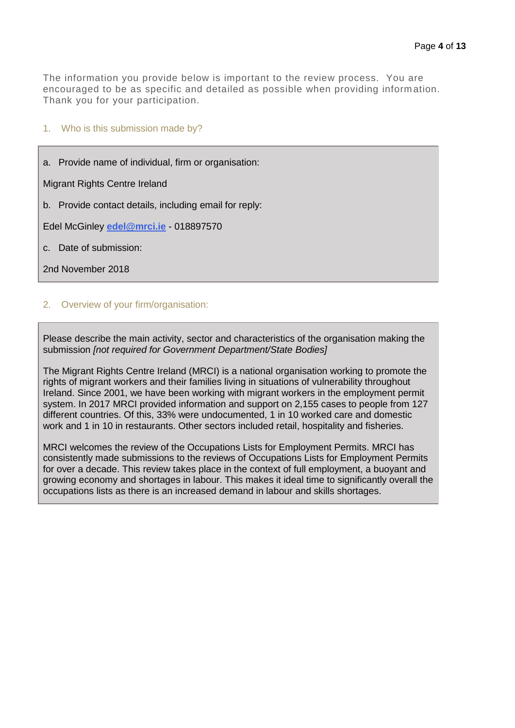The information you provide below is important to the review process. You are encouraged to be as specific and detailed as possible when providing information. Thank you for your participation.

## 1. Who is this submission made by?

a. Provide name of individual, firm or organisation:

Migrant Rights Centre Ireland

b. Provide contact details, including email for reply:

Edel McGinley **edel@mrci.ie** - 018897570

c. Date of submission:

2nd November 2018

## 2. Overview of your firm/organisation:

Please describe the main activity, sector and characteristics of the organisation making the submission *[not required for Government Department/State Bodies]*

The Migrant Rights Centre Ireland (MRCI) is a national organisation working to promote the rights of migrant workers and their families living in situations of vulnerability throughout Ireland. Since 2001, we have been working with migrant workers in the employment permit system. In 2017 MRCI provided information and support on 2,155 cases to people from 127 different countries. Of this, 33% were undocumented, 1 in 10 worked care and domestic work and 1 in 10 in restaurants. Other sectors included retail, hospitality and fisheries.

MRCI welcomes the review of the Occupations Lists for Employment Permits. MRCI has consistently made submissions to the reviews of Occupations Lists for Employment Permits for over a decade. This review takes place in the context of full employment, a buoyant and growing economy and shortages in labour. This makes it ideal time to significantly overall the occupations lists as there is an increased demand in labour and skills shortages.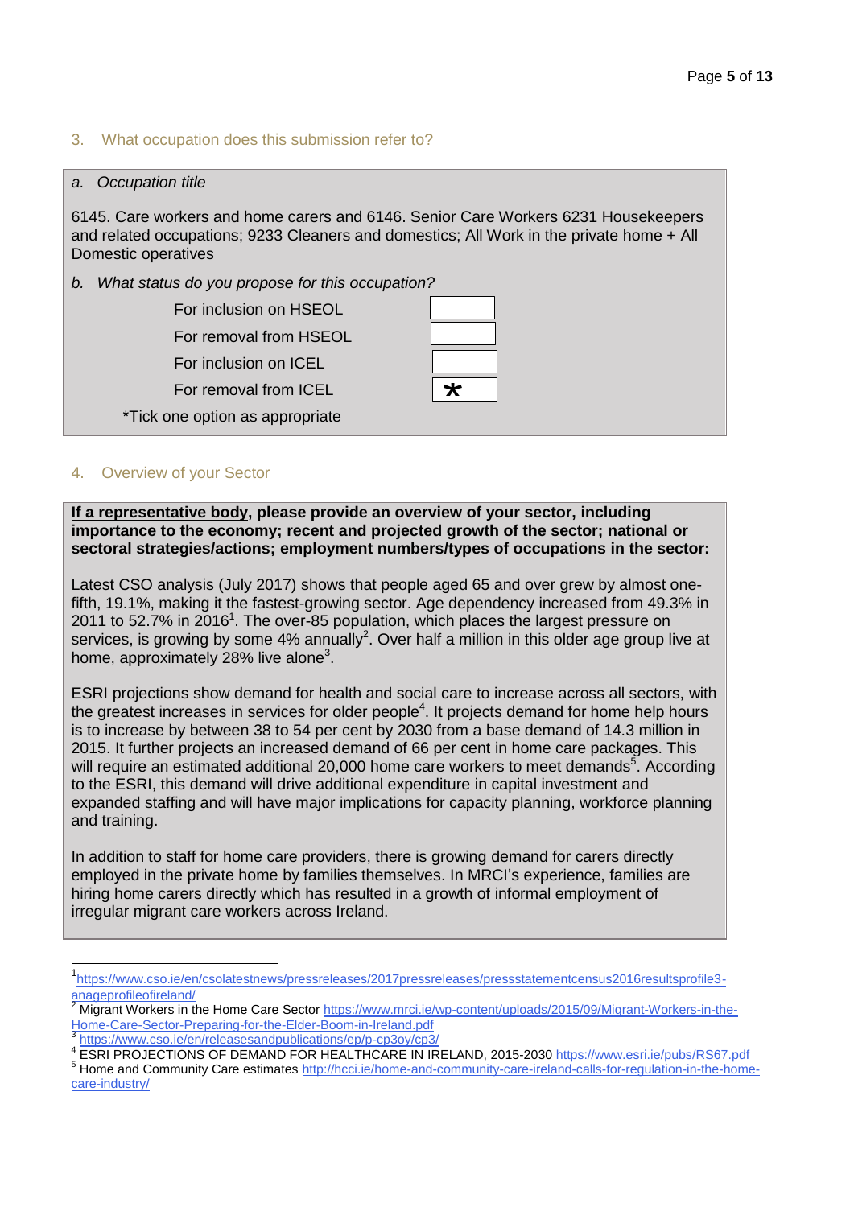## 3. What occupation does this submission refer to?

*a. Occupation title*

6145. Care workers and home carers and 6146. Senior Care Workers 6231 Housekeepers and related occupations; 9233 Cleaners and domestics; All Work in the private home + All Domestic operatives

*b. What status do you propose for this occupation?*

| Option | |
|---|---|
| For inclusion on HSEOL | |
| For removal from HSEOL | |
| For inclusion on ICEL | |
| For removal from ICEL | * |

*Tick one option as appropriate

## 4. Overview of your Sector

**If a representative body, please provide an overview of your sector, including importance to the economy; recent and projected growth of the sector; national or sectoral strategies/actions; employment numbers/types of occupations in the sector:**

Latest CSO analysis (July 2017) shows that people aged 65 and over grew by almost one-fifth, 19.1%, making it the fastest-growing sector. Age dependency increased from 49.3% in 2011 to 52.7% in 2016[1]. The over-85 population, which places the largest pressure on services, is growing by some 4% annually[2]. Over half a million in this older age group live at home, approximately 28% live alone[3].

ESRI projections show demand for health and social care to increase across all sectors, with the greatest increases in services for older people[4]. It projects demand for home help hours is to increase by between 38 to 54 per cent by 2030 from a base demand of 14.3 million in 2015. It further projects an increased demand of 66 per cent in home care packages. This will require an estimated additional 20,000 home care workers to meet demands[5]. According to the ESRI, this demand will drive additional expenditure in capital investment and expanded staffing and will have major implications for capacity planning, workforce planning and training.

In addition to staff for home care providers, there is growing demand for carers directly employed in the private home by families themselves. In MRCI's experience, families are hiring home carers directly which has resulted in a growth of informal employment of irregular migrant care workers across Ireland.

---

[1] https://www.cso.ie/en/csolatestnews/pressreleases/2017pressreleases/pressstatementcensus2016resultsprofile3-anageprofileofireland/

[2] Migrant Workers in the Home Care Sector https://www.mrci.ie/wp-content/uploads/2015/09/Migrant-Workers-in-the-Home-Care-Sector-Preparing-for-the-Elder-Boom-in-Ireland.pdf

[3] https://www.cso.ie/en/releasesandpublications/ep/p-cp3oy/cp3/

[4] ESRI PROJECTIONS OF DEMAND FOR HEALTHCARE IN IRELAND, 2015-2030 https://www.esri.ie/pubs/RS67.pdf

[5] Home and Community Care estimates http://hcci.ie/home-and-community-care-ireland-calls-for-regulation-in-the-home-care-industry/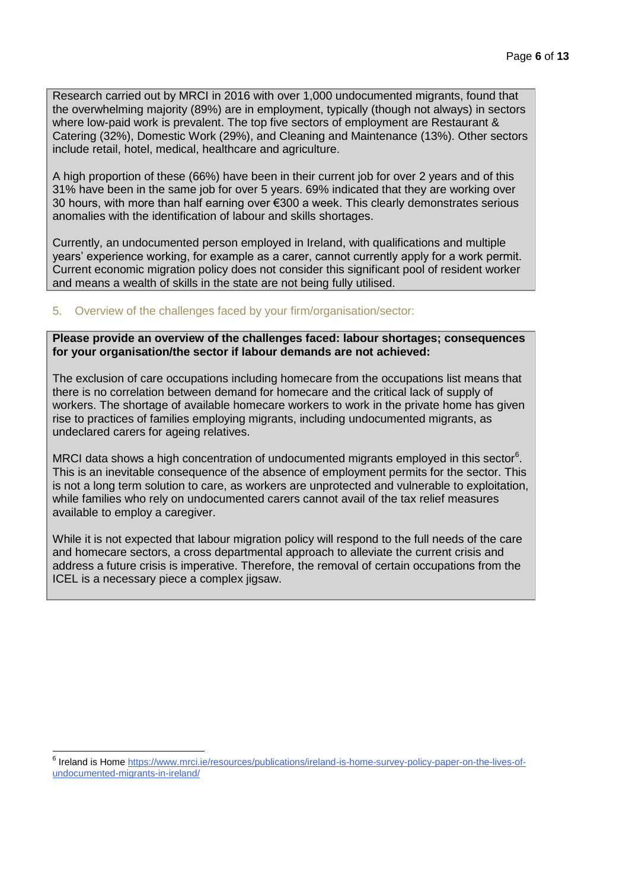Research carried out by MRCI in 2016 with over 1,000 undocumented migrants, found that the overwhelming majority (89%) are in employment, typically (though not always) in sectors where low-paid work is prevalent. The top five sectors of employment are Restaurant & Catering (32%), Domestic Work (29%), and Cleaning and Maintenance (13%). Other sectors include retail, hotel, medical, healthcare and agriculture.

A high proportion of these (66%) have been in their current job for over 2 years and of this 31% have been in the same job for over 5 years. 69% indicated that they are working over 30 hours, with more than half earning over €300 a week. This clearly demonstrates serious anomalies with the identification of labour and skills shortages.

Currently, an undocumented person employed in Ireland, with qualifications and multiple years' experience working, for example as a carer, cannot currently apply for a work permit. Current economic migration policy does not consider this significant pool of resident worker and means a wealth of skills in the state are not being fully utilised.

5. Overview of the challenges faced by your firm/organisation/sector:

**Please provide an overview of the challenges faced: labour shortages; consequences for your organisation/the sector if labour demands are not achieved:**

The exclusion of care occupations including homecare from the occupations list means that there is no correlation between demand for homecare and the critical lack of supply of workers. The shortage of available homecare workers to work in the private home has given rise to practices of families employing migrants, including undocumented migrants, as undeclared carers for ageing relatives.

MRCI data shows a high concentration of undocumented migrants employed in this sector[6]. This is an inevitable consequence of the absence of employment permits for the sector. This is not a long term solution to care, as workers are unprotected and vulnerable to exploitation, while families who rely on undocumented carers cannot avail of the tax relief measures available to employ a caregiver.

While it is not expected that labour migration policy will respond to the full needs of the care and homecare sectors, a cross departmental approach to alleviate the current crisis and address a future crisis is imperative. Therefore, the removal of certain occupations from the ICEL is a necessary piece a complex jigsaw.

---

[6] Ireland is Home https://www.mrci.ie/resources/publications/ireland-is-home-survey-policy-paper-on-the-lives-of-undocumented-migrants-in-ireland/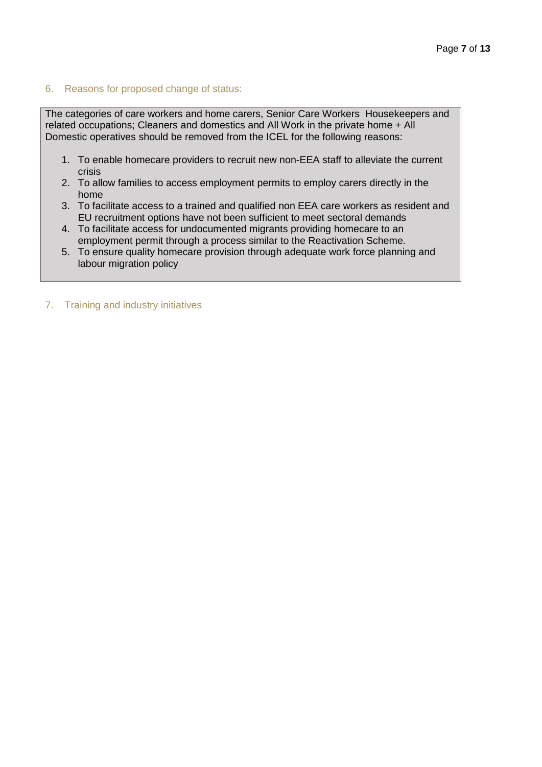## 6. Reasons for proposed change of status:

The categories of care workers and home carers, Senior Care Workers  Housekeepers and related occupations; Cleaners and domestics and All Work in the private home + All Domestic operatives should be removed from the ICEL for the following reasons:

1. To enable homecare providers to recruit new non-EEA staff to alleviate the current crisis
2. To allow families to access employment permits to employ carers directly in the home
3. To facilitate access to a trained and qualified non EEA care workers as resident and EU recruitment options have not been sufficient to meet sectoral demands
4. To facilitate access for undocumented migrants providing homecare to an employment permit through a process similar to the Reactivation Scheme.
5. To ensure quality homecare provision through adequate work force planning and labour migration policy

## 7. Training and industry initiatives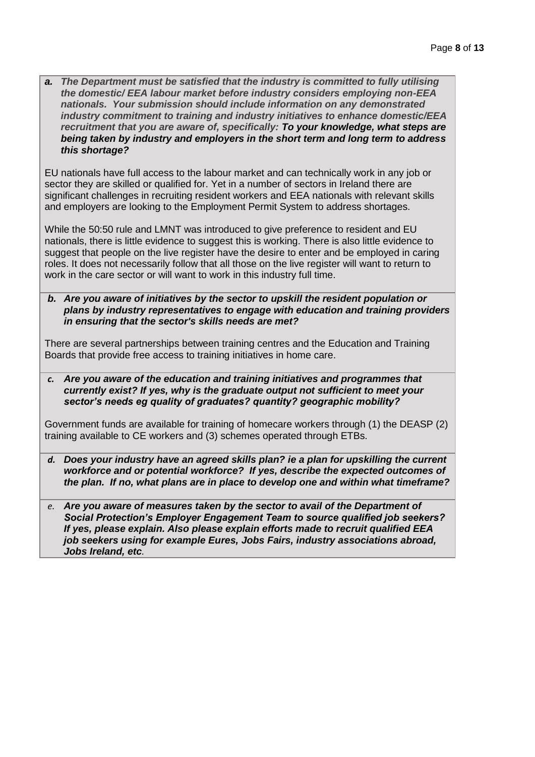***a. The Department must be satisfied that the industry is committed to fully utilising the domestic/ EEA labour market before industry considers employing non-EEA nationals. Your submission should include information on any demonstrated industry commitment to training and industry initiatives to enhance domestic/EEA recruitment that you are aware of, specifically: To your knowledge, what steps are being taken by industry and employers in the short term and long term to address this shortage?***

EU nationals have full access to the labour market and can technically work in any job or sector they are skilled or qualified for. Yet in a number of sectors in Ireland there are significant challenges in recruiting resident workers and EEA nationals with relevant skills and employers are looking to the Employment Permit System to address shortages.

While the 50:50 rule and LMNT was introduced to give preference to resident and EU nationals, there is little evidence to suggest this is working. There is also little evidence to suggest that people on the live register have the desire to enter and be employed in caring roles. It does not necessarily follow that all those on the live register will want to return to work in the care sector or will want to work in this industry full time.

***b. Are you aware of initiatives by the sector to upskill the resident population or plans by industry representatives to engage with education and training providers in ensuring that the sector's skills needs are met?***

There are several partnerships between training centres and the Education and Training Boards that provide free access to training initiatives in home care.

***c. Are you aware of the education and training initiatives and programmes that currently exist? If yes, why is the graduate output not sufficient to meet your sector's needs eg quality of graduates? quantity? geographic mobility?***

Government funds are available for training of homecare workers through (1) the DEASP (2) training available to CE workers and (3) schemes operated through ETBs.

***d. Does your industry have an agreed skills plan? ie a plan for upskilling the current workforce and or potential workforce? If yes, describe the expected outcomes of the plan. If no, what plans are in place to develop one and within what timeframe?***

***e. Are you aware of measures taken by the sector to avail of the Department of Social Protection's Employer Engagement Team to source qualified job seekers? If yes, please explain. Also please explain efforts made to recruit qualified EEA job seekers using for example Eures, Jobs Fairs, industry associations abroad, Jobs Ireland, etc.***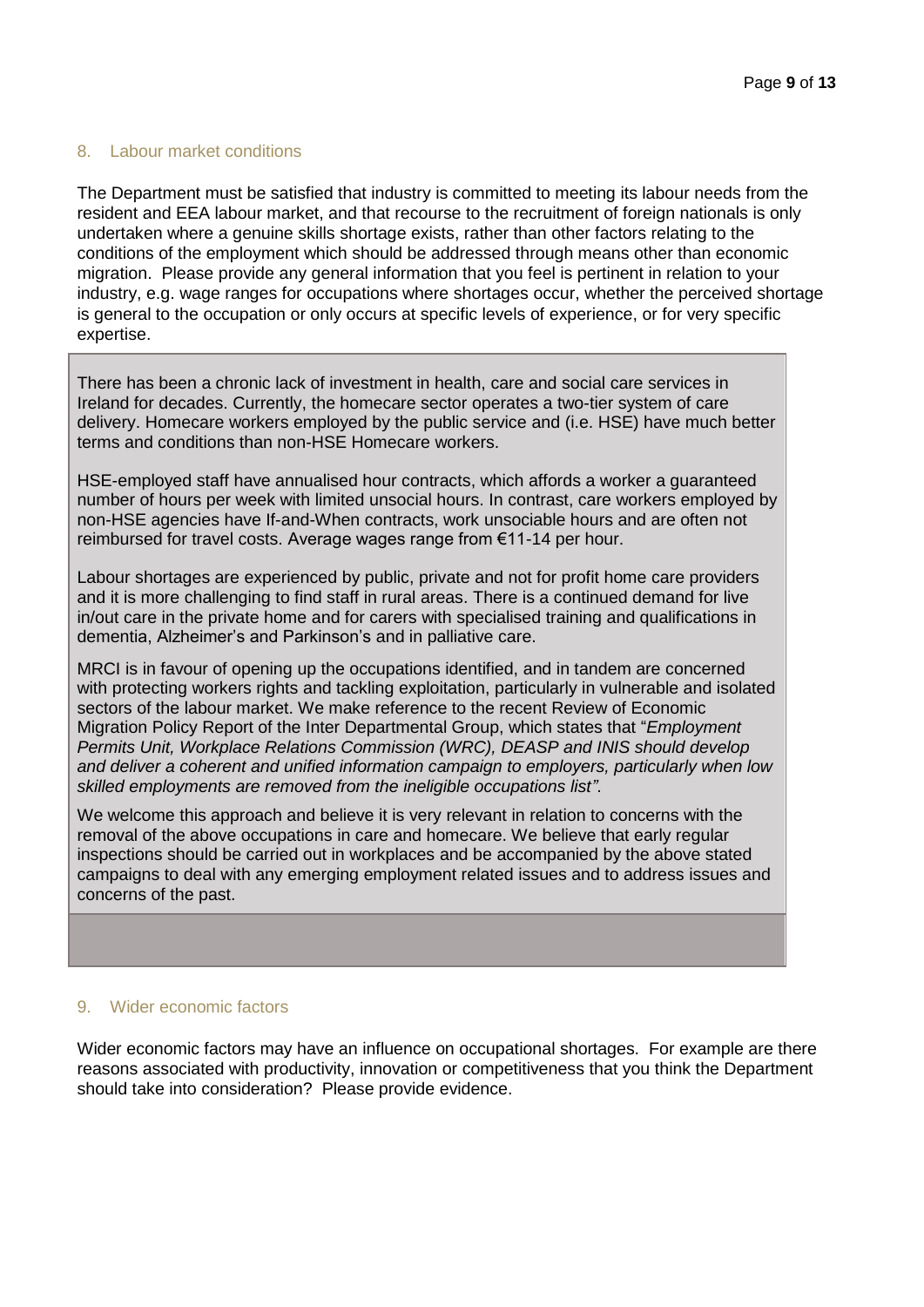## 8. Labour market conditions

The Department must be satisfied that industry is committed to meeting its labour needs from the resident and EEA labour market, and that recourse to the recruitment of foreign nationals is only undertaken where a genuine skills shortage exists, rather than other factors relating to the conditions of the employment which should be addressed through means other than economic migration. Please provide any general information that you feel is pertinent in relation to your industry, e.g. wage ranges for occupations where shortages occur, whether the perceived shortage is general to the occupation or only occurs at specific levels of experience, or for very specific expertise.

There has been a chronic lack of investment in health, care and social care services in Ireland for decades. Currently, the homecare sector operates a two-tier system of care delivery. Homecare workers employed by the public service and (i.e. HSE) have much better terms and conditions than non-HSE Homecare workers.

HSE-employed staff have annualised hour contracts, which affords a worker a guaranteed number of hours per week with limited unsocial hours. In contrast, care workers employed by non-HSE agencies have If-and-When contracts, work unsociable hours and are often not reimbursed for travel costs. Average wages range from €11-14 per hour.

Labour shortages are experienced by public, private and not for profit home care providers and it is more challenging to find staff in rural areas. There is a continued demand for live in/out care in the private home and for carers with specialised training and qualifications in dementia, Alzheimer's and Parkinson's and in palliative care.

MRCI is in favour of opening up the occupations identified, and in tandem are concerned with protecting workers rights and tackling exploitation, particularly in vulnerable and isolated sectors of the labour market. We make reference to the recent Review of Economic Migration Policy Report of the Inter Departmental Group, which states that "*Employment Permits Unit, Workplace Relations Commission (WRC), DEASP and INIS should develop and deliver a coherent and unified information campaign to employers, particularly when low skilled employments are removed from the ineligible occupations list"*.

We welcome this approach and believe it is very relevant in relation to concerns with the removal of the above occupations in care and homecare. We believe that early regular inspections should be carried out in workplaces and be accompanied by the above stated campaigns to deal with any emerging employment related issues and to address issues and concerns of the past.

## 9. Wider economic factors

Wider economic factors may have an influence on occupational shortages. For example are there reasons associated with productivity, innovation or competitiveness that you think the Department should take into consideration? Please provide evidence.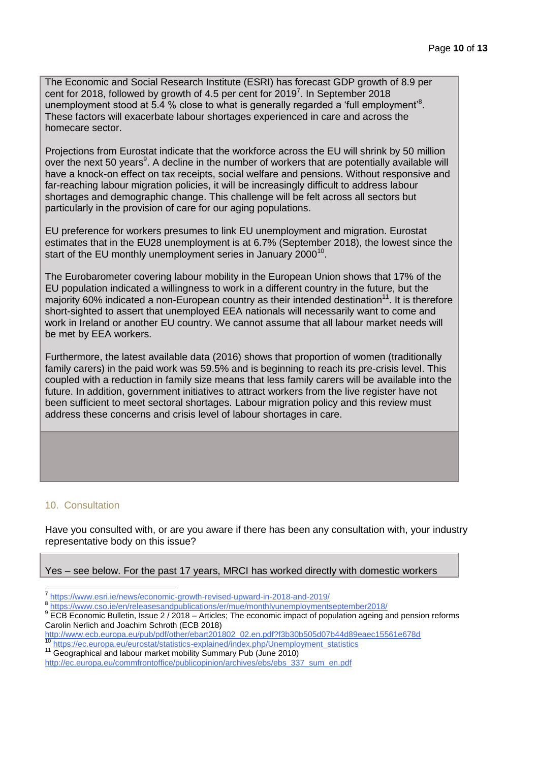The Economic and Social Research Institute (ESRI) has forecast GDP growth of 8.9 per cent for 2018, followed by growth of 4.5 per cent for 2019[7]. In September 2018 unemployment stood at 5.4 % close to what is generally regarded a 'full employment'[8]. These factors will exacerbate labour shortages experienced in care and across the homecare sector.

Projections from Eurostat indicate that the workforce across the EU will shrink by 50 million over the next 50 years[9]. A decline in the number of workers that are potentially available will have a knock-on effect on tax receipts, social welfare and pensions. Without responsive and far-reaching labour migration policies, it will be increasingly difficult to address labour shortages and demographic change. This challenge will be felt across all sectors but particularly in the provision of care for our aging populations.

EU preference for workers presumes to link EU unemployment and migration. Eurostat estimates that in the EU28 unemployment is at 6.7% (September 2018), the lowest since the start of the EU monthly unemployment series in January 2000[10].

The Eurobarometer covering labour mobility in the European Union shows that 17% of the EU population indicated a willingness to work in a different country in the future, but the majority 60% indicated a non-European country as their intended destination[11]. It is therefore short-sighted to assert that unemployed EEA nationals will necessarily want to come and work in Ireland or another EU country. We cannot assume that all labour market needs will be met by EEA workers.

Furthermore, the latest available data (2016) shows that proportion of women (traditionally family carers) in the paid work was 59.5% and is beginning to reach its pre-crisis level. This coupled with a reduction in family size means that less family carers will be available into the future. In addition, government initiatives to attract workers from the live register have not been sufficient to meet sectoral shortages. Labour migration policy and this review must address these concerns and crisis level of labour shortages in care.

## 10. Consultation

Have you consulted with, or are you aware if there has been any consultation with, your industry representative body on this issue?

Yes – see below. For the past 17 years, MRCI has worked directly with domestic workers

---

[7] https://www.esri.ie/news/economic-growth-revised-upward-in-2018-and-2019/

[8] https://www.cso.ie/en/releasesandpublications/er/mue/monthlyunemploymentseptember2018/

[9] ECB Economic Bulletin, Issue 2 / 2018 – Articles; The economic impact of population ageing and pension reforms Carolin Nerlich and Joachim Schroth (ECB 2018) http://www.ecb.europa.eu/pub/pdf/other/ebart201802_02.en.pdf?f3b30b505d07b44d89eaec15561e678d

[10] https://ec.europa.eu/eurostat/statistics-explained/index.php/Unemployment_statistics

[11] Geographical and labour market mobility Summary Pub (June 2010) http://ec.europa.eu/commfrontoffice/publicopinion/archives/ebs/ebs_337_sum_en.pdf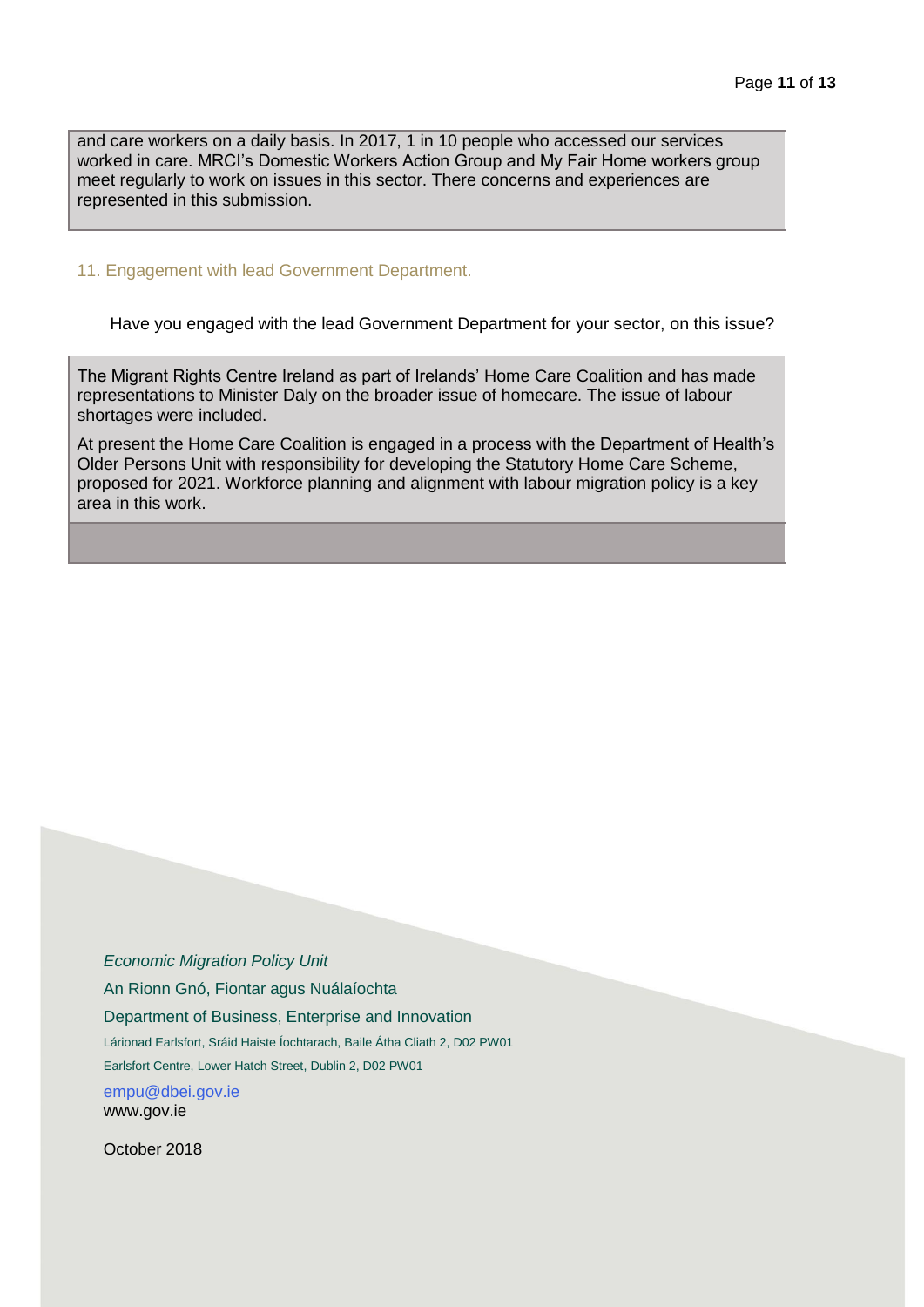and care workers on a daily basis. In 2017, 1 in 10 people who accessed our services worked in care. MRCI's Domestic Workers Action Group and My Fair Home workers group meet regularly to work on issues in this sector. There concerns and experiences are represented in this submission.

### 11. Engagement with lead Government Department.

Have you engaged with the lead Government Department for your sector, on this issue?

The Migrant Rights Centre Ireland as part of Irelands' Home Care Coalition and has made representations to Minister Daly on the broader issue of homecare. The issue of labour shortages were included.

At present the Home Care Coalition is engaged in a process with the Department of Health's Older Persons Unit with responsibility for developing the Statutory Home Care Scheme, proposed for 2021. Workforce planning and alignment with labour migration policy is a key area in this work.

*Economic Migration Policy Unit*

An Rionn Gnó, Fiontar agus Nuálaíochta

Department of Business, Enterprise and Innovation

Lárionad Earlsfort, Sráid Haiste Íochtarach, Baile Átha Cliath 2, D02 PW01

Earlsfort Centre, Lower Hatch Street, Dublin 2, D02 PW01

empu@dbei.gov.ie
www.gov.ie

October 2018